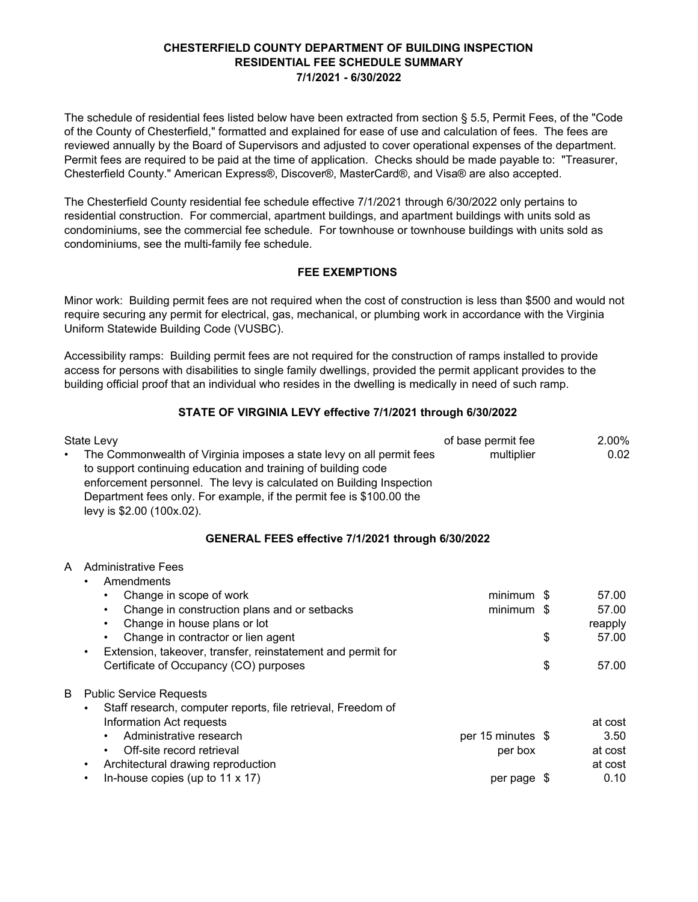# CHESTERFIELD COUNTY DEPARTMENT OF BUILDING INSPECTION
## RESIDENTIAL FEE SCHEDULE SUMMARY
### 7/1/2021 - 6/30/2022

The schedule of residential fees listed below have been extracted from section § 5.5, Permit Fees, of the "Code of the County of Chesterfield," formatted and explained for ease of use and calculation of fees. The fees are reviewed annually by the Board of Supervisors and adjusted to cover operational expenses of the department. Permit fees are required to be paid at the time of application. Checks should be made payable to: "Treasurer, Chesterfield County." American Express®, Discover®, MasterCard®, and Visa® are also accepted.

The Chesterfield County residential fee schedule effective 7/1/2021 through 6/30/2022 only pertains to residential construction. For commercial, apartment buildings, and apartment buildings with units sold as condominiums, see the commercial fee schedule. For townhouse or townhouse buildings with units sold as condominiums, see the multi-family fee schedule.

## FEE EXEMPTIONS

Minor work: Building permit fees are not required when the cost of construction is less than $500 and would not require securing any permit for electrical, gas, mechanical, or plumbing work in accordance with the Virginia Uniform Statewide Building Code (VUSBC).

Accessibility ramps: Building permit fees are not required for the construction of ramps installed to provide access for persons with disabilities to single family dwellings, provided the permit applicant provides to the building official proof that an individual who resides in the dwelling is medically in need of such ramp.

## STATE OF VIRGINIA LEVY effective 7/1/2021 through 6/30/2022

| Item | Basis | | Amount |
|---|---|---|---|
| State Levy | of base permit fee | | 2.00% |
| • The Commonwealth of Virginia imposes a state levy on all permit fees to support continuing education and training of building code enforcement personnel. The levy is calculated on Building Inspection Department fees only. For example, if the permit fee is $100.00 the levy is $2.00 (100x.02). | multiplier | | 0.02 |

## GENERAL FEES effective 7/1/2021 through 6/30/2022

| Item | Basis | | Amount |
|---|---|---|---|
| **A Administrative Fees** | | | |
| • Amendments | | | |
| • Change in scope of work | minimum | $ | 57.00 |
| • Change in construction plans and or setbacks | minimum | $ | 57.00 |
| • Change in house plans or lot | | | reapply |
| • Change in contractor or lien agent | | $ | 57.00 |
| • Extension, takeover, transfer, reinstatement and permit for Certificate of Occupancy (CO) purposes | | $ | 57.00 |
| **B Public Service Requests** | | | |
| • Staff research, computer reports, file retrieval, Freedom of Information Act requests | | | at cost |
| • Administrative research | per 15 minutes | $ | 3.50 |
| • Off-site record retrieval | per box | | at cost |
| • Architectural drawing reproduction | | | at cost |
| • In-house copies (up to 11 x 17) | per page | $ | 0.10 |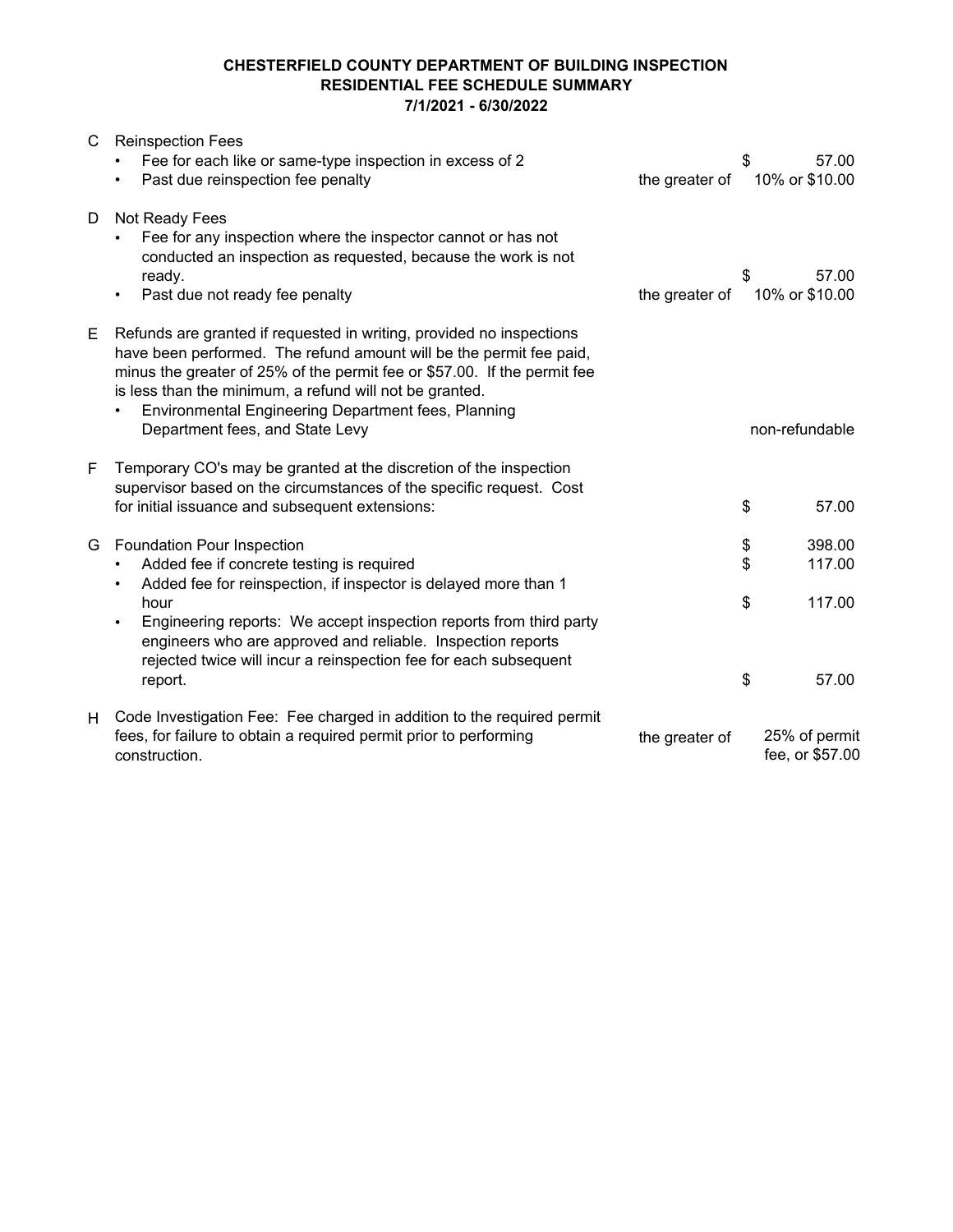**CHESTERFIELD COUNTY DEPARTMENT OF BUILDING INSPECTION**
**RESIDENTIAL FEE SCHEDULE SUMMARY**
**7/1/2021 - 6/30/2022**

| | | | |
|---|---|---|---|
| C | Reinspection Fees | | |
| | • Fee for each like or same-type inspection in excess of 2 | | $ 57.00 |
| | • Past due reinspection fee penalty | the greater of | 10% or $10.00 |
| D | Not Ready Fees | | |
| | • Fee for any inspection where the inspector cannot or has not conducted an inspection as requested, because the work is not ready. | | $ 57.00 |
| | • Past due not ready fee penalty | the greater of | 10% or $10.00 |
| E | Refunds are granted if requested in writing, provided no inspections have been performed. The refund amount will be the permit fee paid, minus the greater of 25% of the permit fee or $57.00. If the permit fee is less than the minimum, a refund will not be granted. | | |
| | • Environmental Engineering Department fees, Planning Department fees, and State Levy | | non-refundable |
| F | Temporary CO's may be granted at the discretion of the inspection supervisor based on the circumstances of the specific request. Cost for initial issuance and subsequent extensions: | | $ 57.00 |
| G | Foundation Pour Inspection | | $ 398.00 |
| | • Added fee if concrete testing is required | | $ 117.00 |
| | • Added fee for reinspection, if inspector is delayed more than 1 hour | | $ 117.00 |
| | • Engineering reports: We accept inspection reports from third party engineers who are approved and reliable. Inspection reports rejected twice will incur a reinspection fee for each subsequent report. | | $ 57.00 |
| H | Code Investigation Fee: Fee charged in addition to the required permit fees, for failure to obtain a required permit prior to performing construction. | the greater of | 25% of permit fee, or $57.00 |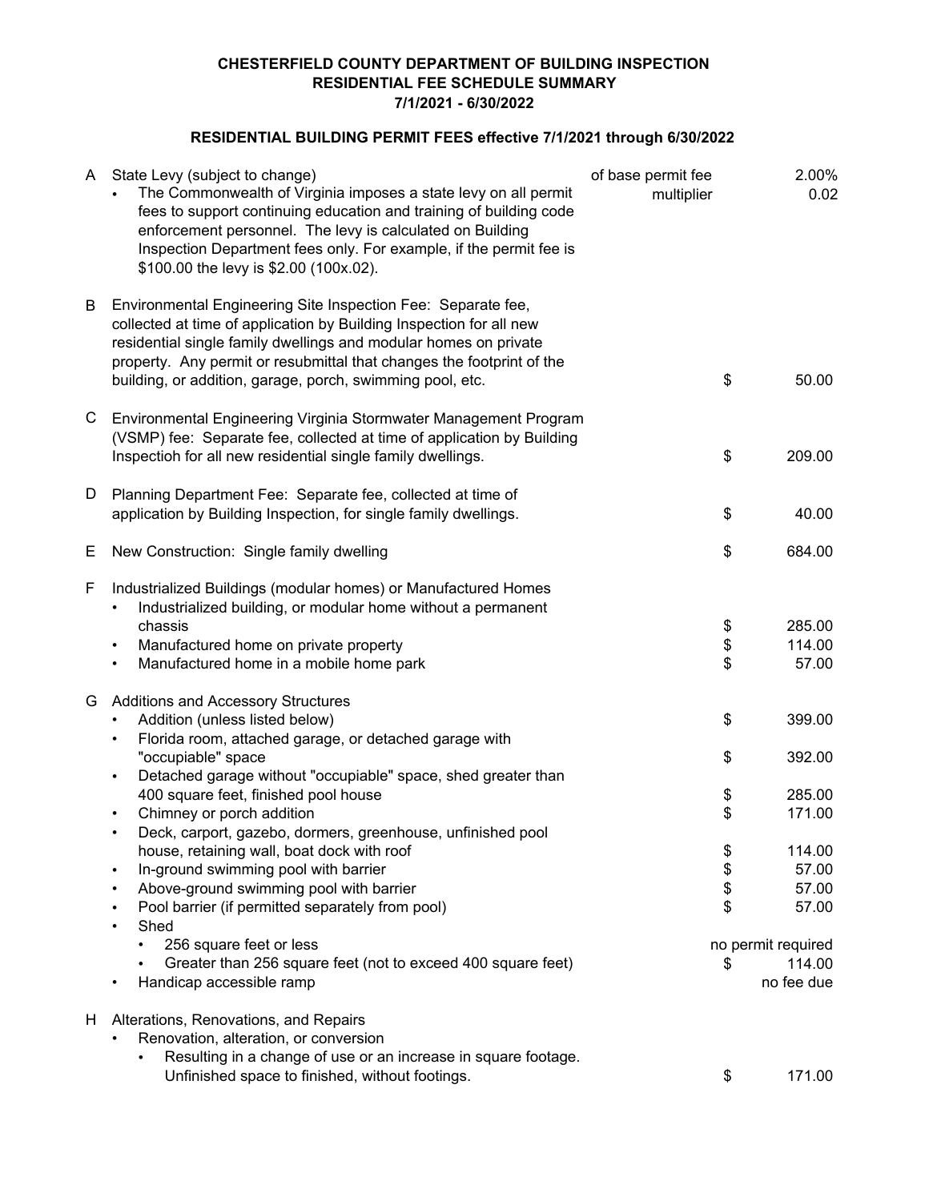# CHESTERFIELD COUNTY DEPARTMENT OF BUILDING INSPECTION
## RESIDENTIAL FEE SCHEDULE SUMMARY
### 7/1/2021 - 6/30/2022

### RESIDENTIAL BUILDING PERMIT FEES effective 7/1/2021 through 6/30/2022

| | Description | | Fee |
|---|---|---|---|
| A | State Levy (subject to change) | of base permit fee | 2.00% |
| | • The Commonwealth of Virginia imposes a state levy on all permit fees to support continuing education and training of building code enforcement personnel. The levy is calculated on Building Inspection Department fees only. For example, if the permit fee is $100.00 the levy is $2.00 (100x.02). | multiplier | 0.02 |
| B | Environmental Engineering Site Inspection Fee: Separate fee, collected at time of application by Building Inspection for all new residential single family dwellings and modular homes on private property. Any permit or resubmittal that changes the footprint of the building, or addition, garage, porch, swimming pool, etc. | $ | 50.00 |
| C | Environmental Engineering Virginia Stormwater Management Program (VSMP) fee: Separate fee, collected at time of application by Building Inspectioh for all new residential single family dwellings. | $ | 209.00 |
| D | Planning Department Fee: Separate fee, collected at time of application by Building Inspection, for single family dwellings. | $ | 40.00 |
| E | New Construction: Single family dwelling | $ | 684.00 |
| F | Industrialized Buildings (modular homes) or Manufactured Homes | | |
| | • Industrialized building, or modular home without a permanent chassis | $ | 285.00 |
| | • Manufactured home on private property | $ | 114.00 |
| | • Manufactured home in a mobile home park | $ | 57.00 |
| G | Additions and Accessory Structures | | |
| | • Addition (unless listed below) | $ | 399.00 |
| | • Florida room, attached garage, or detached garage with "occupiable" space | $ | 392.00 |
| | • Detached garage without "occupiable" space, shed greater than 400 square feet, finished pool house | $ | 285.00 |
| | • Chimney or porch addition | $ | 171.00 |
| | • Deck, carport, gazebo, dormers, greenhouse, unfinished pool house, retaining wall, boat dock with roof | $ | 114.00 |
| | • In-ground swimming pool with barrier | $ | 57.00 |
| | • Above-ground swimming pool with barrier | $ | 57.00 |
| | • Pool barrier (if permitted separately from pool) | $ | 57.00 |
| | • Shed | | |
| | &nbsp;&nbsp;• 256 square feet or less | | no permit required |
| | &nbsp;&nbsp;• Greater than 256 square feet (not to exceed 400 square feet) | $ | 114.00 |
| | • Handicap accessible ramp | | no fee due |
| H | Alterations, Renovations, and Repairs | | |
| | • Renovation, alteration, or conversion | | |
| | &nbsp;&nbsp;• Resulting in a change of use or an increase in square footage. Unfinished space to finished, without footings. | $ | 171.00 |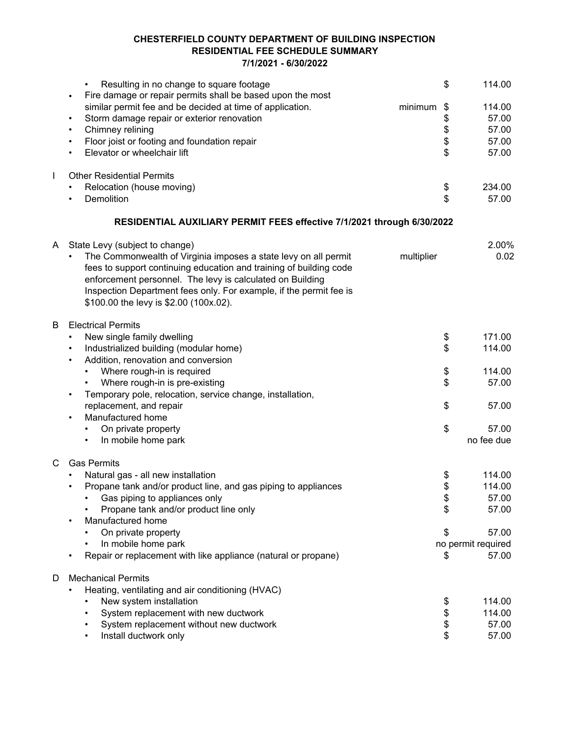**CHESTERFIELD COUNTY DEPARTMENT OF BUILDING INSPECTION**
**RESIDENTIAL FEE SCHEDULE SUMMARY**
**7/1/2021 - 6/30/2022**

| | | | |
|---|---|---|---|
| | • Resulting in no change to square footage | | $ 114.00 |
| | • Fire damage or repair permits shall be based upon the most similar permit fee and be decided at time of application. | minimum | $ 114.00 |
| | • Storm damage repair or exterior renovation | | $ 57.00 |
| | • Chimney relining | | $ 57.00 |
| | • Floor joist or footing and foundation repair | | $ 57.00 |
| | • Elevator or wheelchair lift | | $ 57.00 |
| I | Other Residential Permits | | |
| | • Relocation (house moving) | | $ 234.00 |
| | • Demolition | | $ 57.00 |

**RESIDENTIAL AUXILIARY PERMIT FEES effective 7/1/2021 through 6/30/2022**

| | | | |
|---|---|---|---|
| A | State Levy (subject to change) | | 2.00% |
| | • The Commonwealth of Virginia imposes a state levy on all permit fees to support continuing education and training of building code enforcement personnel. The levy is calculated on Building Inspection Department fees only. For example, if the permit fee is $100.00 the levy is $2.00 (100x.02). | multiplier | 0.02 |
| B | Electrical Permits | | |
| | • New single family dwelling | | $ 171.00 |
| | • Industrialized building (modular home) | | $ 114.00 |
| | • Addition, renovation and conversion | | |
| | • Where rough-in is required | | $ 114.00 |
| | • Where rough-in is pre-existing | | $ 57.00 |
| | • Temporary pole, relocation, service change, installation, replacement, and repair | | $ 57.00 |
| | • Manufactured home | | |
| | • On private property | | $ 57.00 |
| | • In mobile home park | | no fee due |
| C | Gas Permits | | |
| | • Natural gas - all new installation | | $ 114.00 |
| | • Propane tank and/or product line, and gas piping to appliances | | $ 114.00 |
| | • Gas piping to appliances only | | $ 57.00 |
| | • Propane tank and/or product line only | | $ 57.00 |
| | • Manufactured home | | |
| | • On private property | | $ 57.00 |
| | • In mobile home park | | no permit required |
| | • Repair or replacement with like appliance (natural or propane) | | $ 57.00 |
| D | Mechanical Permits | | |
| | • Heating, ventilating and air conditioning (HVAC) | | |
| | • New system installation | | $ 114.00 |
| | • System replacement with new ductwork | | $ 114.00 |
| | • System replacement without new ductwork | | $ 57.00 |
| | • Install ductwork only | | $ 57.00 |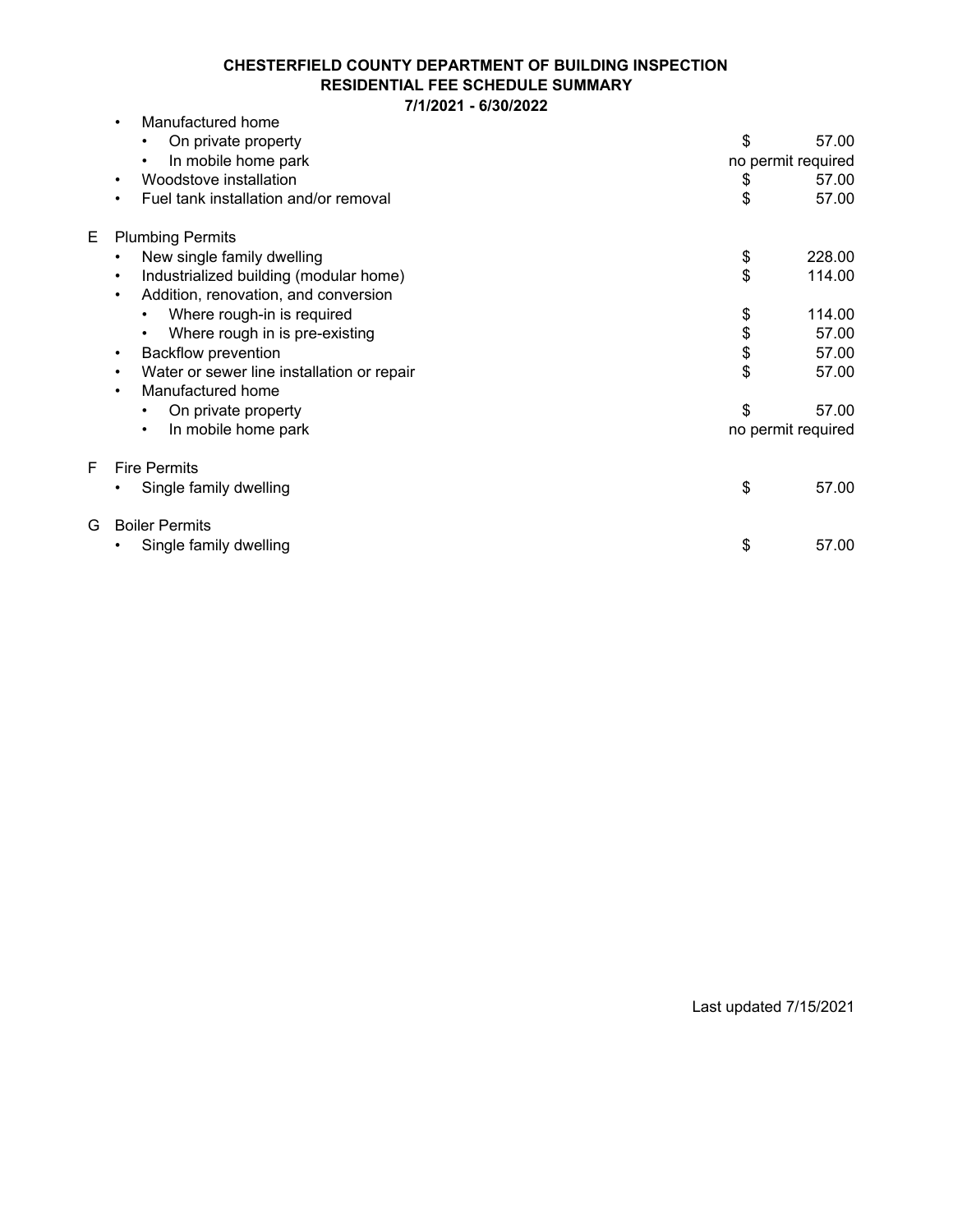**CHESTERFIELD COUNTY DEPARTMENT OF BUILDING INSPECTION**
**RESIDENTIAL FEE SCHEDULE SUMMARY**
**7/1/2021 - 6/30/2022**

- Manufactured home
  - On private property — $ 57.00
  - In mobile home park — no permit required
- Woodstove installation — $ 57.00
- Fuel tank installation and/or removal — $ 57.00

E Plumbing Permits

- New single family dwelling — $ 228.00
- Industrialized building (modular home) — $ 114.00
- Addition, renovation, and conversion
  - Where rough-in is required — $ 114.00
  - Where rough in is pre-existing — $ 57.00
- Backflow prevention — $ 57.00
- Water or sewer line installation or repair — $ 57.00
- Manufactured home
  - On private property — $ 57.00
  - In mobile home park — no permit required

F Fire Permits

- Single family dwelling — $ 57.00

G Boiler Permits

- Single family dwelling — $ 57.00

Last updated 7/15/2021